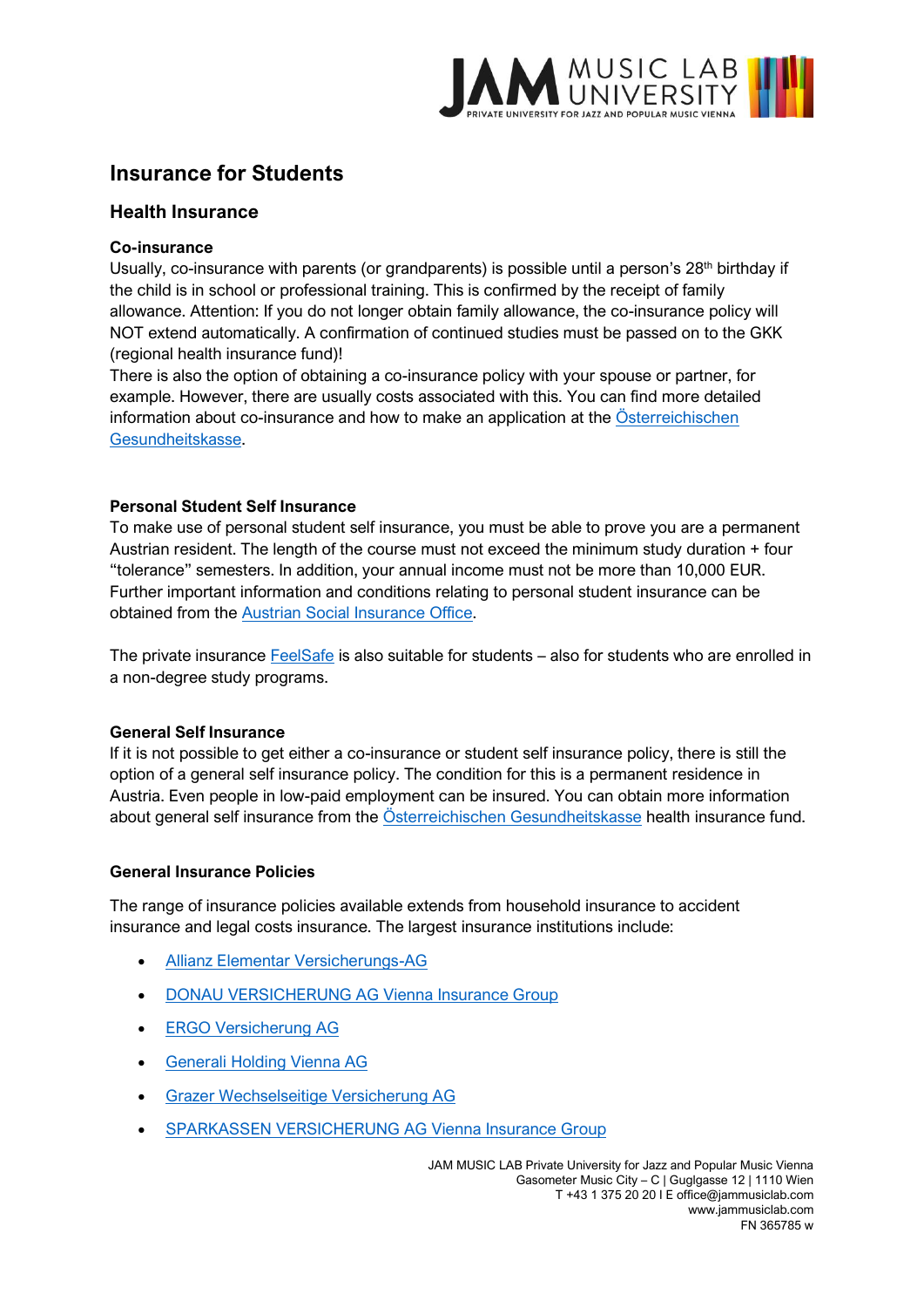# Insurance for Students

## Health Insurance

### Co-insurance

Usually, co-insurance with parents (or grandparents) is possible until a person's 28th birthday if the child is in school or professional training. This is confirmed by the receipt of family allowance. Attention: If you do not longer obtain family allowance, the co-insurance policy will NOT extend automatically. A confirmation of continued studies must be passed on to the GKK (regional health insurance fund)!

There is also the option of obtaining a co-insurance policy with your spouse or partner, for example. However, there are usually costs associated with this. You can find more detailed information about co-insurance and how to make an application at the Österreichischen Gesundheitskasse.

### Personal Student Self Insurance

To make use of personal student self insurance, you must be able to prove you are a permanent Austrian resident. The length of the course must not exceed the minimum study duration + four "tolerance" semesters. In addition, your annual income must not be more than 10,000 EUR. Further important information and conditions relating to personal student insurance can be obtained from the Austrian Social Insurance Office.

The private insurance FeelSafe is also suitable for students – also for students who are enrolled in a non-degree study programs.

### General Self Insurance

If it is not possible to get either a co-insurance or student self insurance policy, there is still the option of a general self insurance policy. The condition for this is a permanent residence in Austria. Even people in low-paid employment can be insured. You can obtain more information about general self insurance from the Österreichischen Gesundheitskasse health insurance fund.

### General Insurance Policies

The range of insurance policies available extends from household insurance to accident insurance and legal costs insurance. The largest insurance institutions include:

- Allianz Elementar Versicherungs-AG
- DONAU VERSICHERUNG AG Vienna Insurance Group
- ERGO Versicherung AG
- Generali Holding Vienna AG
- Grazer Wechselseitige Versicherung AG
- SPARKASSEN VERSICHERUNG AG Vienna Insurance Group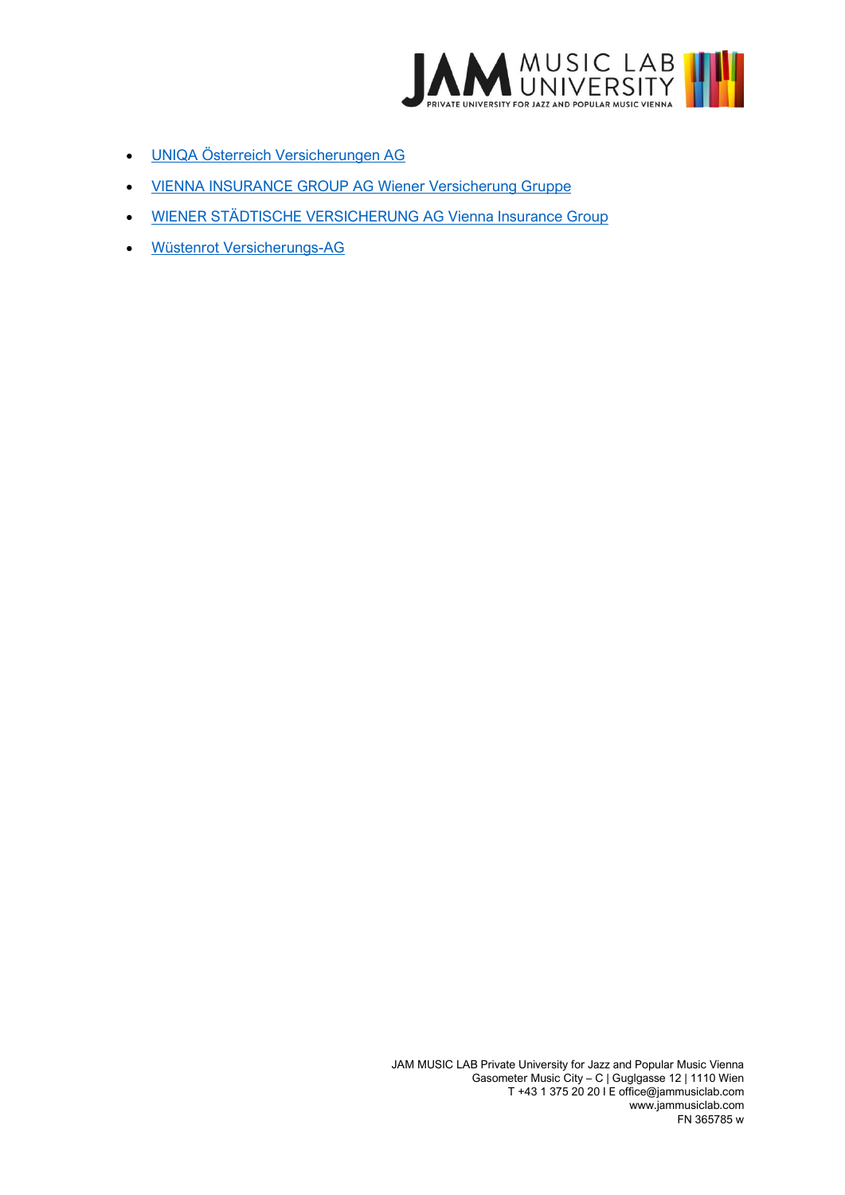- UNIQA Österreich Versicherungen AG
- VIENNA INSURANCE GROUP AG Wiener Versicherung Gruppe
- WIENER STÄDTISCHE VERSICHERUNG AG Vienna Insurance Group
- Wüstenrot Versicherungs-AG